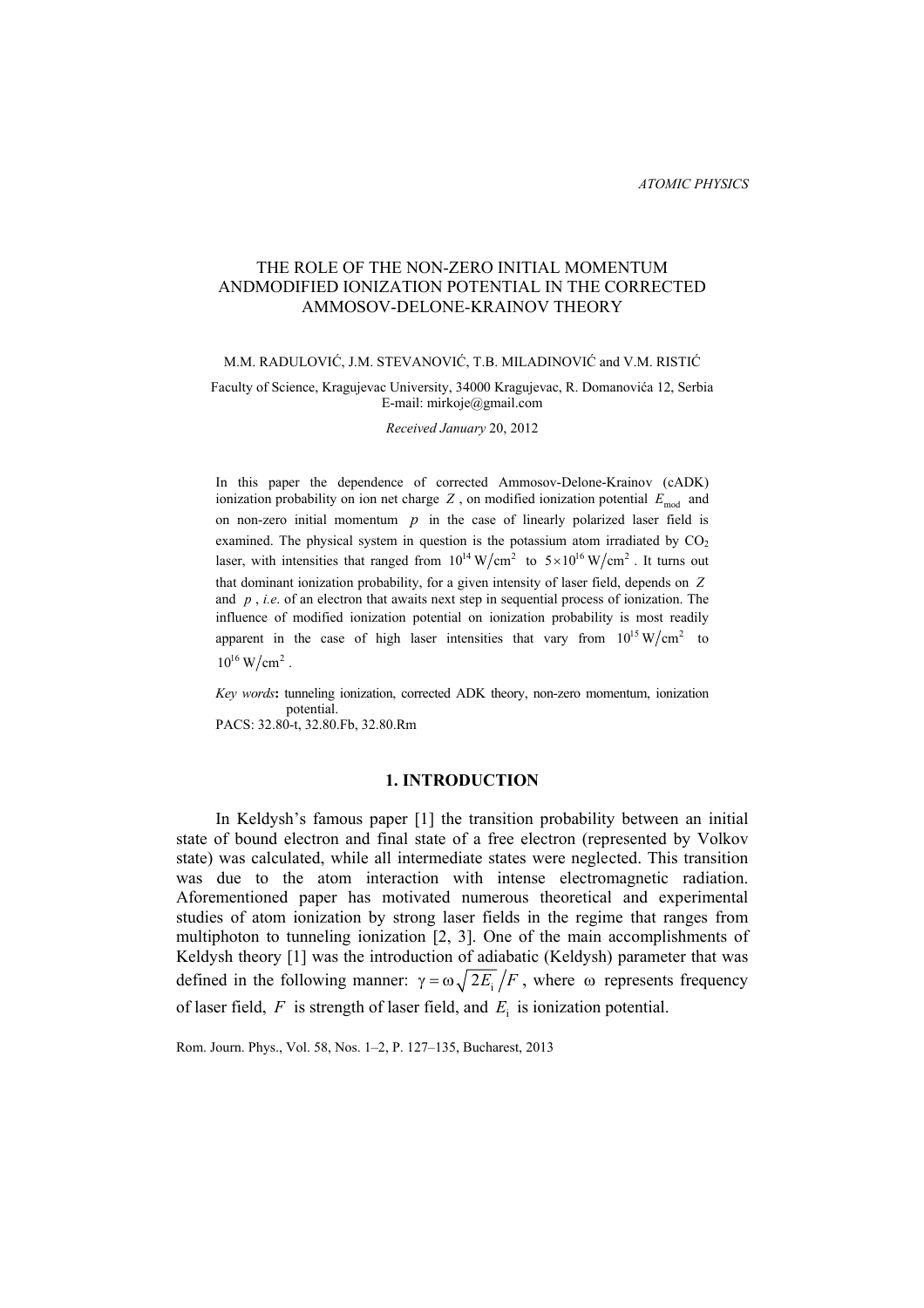ATOMIC PHYSICS

# THE ROLE OF THE NON-ZERO INITIAL MOMENTUM ANDMODIFIED IONIZATION POTENTIAL IN THE CORRECTED AMMOSOV-DELONE-KRAINOV THEORY

M.M. RADULOVIĆ, J.M. STEVANOVIĆ, T.B. MILADINOVIĆ and V.M. RISTIĆ

Faculty of Science, Kragujevac University, 34000 Kragujevac, R. Domanovića 12, Serbia
E-mail: mirkoje@gmail.com

*Received January* 20, 2012

In this paper the dependence of corrected Ammosov-Delone-Krainov (cADK) ionization probability on ion net charge $Z$, on modified ionization potential $E_{\text{mod}}$ and on non-zero initial momentum $p$ in the case of linearly polarized laser field is examined. The physical system in question is the potassium atom irradiated by $CO_2$ laser, with intensities that ranged from $10^{14}\,\text{W/cm}^2$ to $5\times10^{16}\,\text{W/cm}^2$. It turns out that dominant ionization probability, for a given intensity of laser field, depends on $Z$ and $p$, *i.e.* of an electron that awaits next step in sequential process of ionization. The influence of modified ionization potential on ionization probability is most readily apparent in the case of high laser intensities that vary from $10^{15}\,\text{W/cm}^2$ to $10^{16}\,\text{W/cm}^2$.

*Key words*: tunneling ionization, corrected ADK theory, non-zero momentum, ionization potential.

PACS: 32.80-t, 32.80.Fb, 32.80.Rm

## 1. INTRODUCTION

In Keldysh's famous paper [1] the transition probability between an initial state of bound electron and final state of a free electron (represented by Volkov state) was calculated, while all intermediate states were neglected. This transition was due to the atom interaction with intense electromagnetic radiation. Aforementioned paper has motivated numerous theoretical and experimental studies of atom ionization by strong laser fields in the regime that ranges from multiphoton to tunneling ionization [2, 3]. One of the main accomplishments of Keldysh theory [1] was the introduction of adiabatic (Keldysh) parameter that was defined in the following manner: $\gamma = \omega\sqrt{2E_{\text{i}}}/F$, where $\omega$ represents frequency of laser field, $F$ is strength of laser field, and $E_{\text{i}}$ is ionization potential.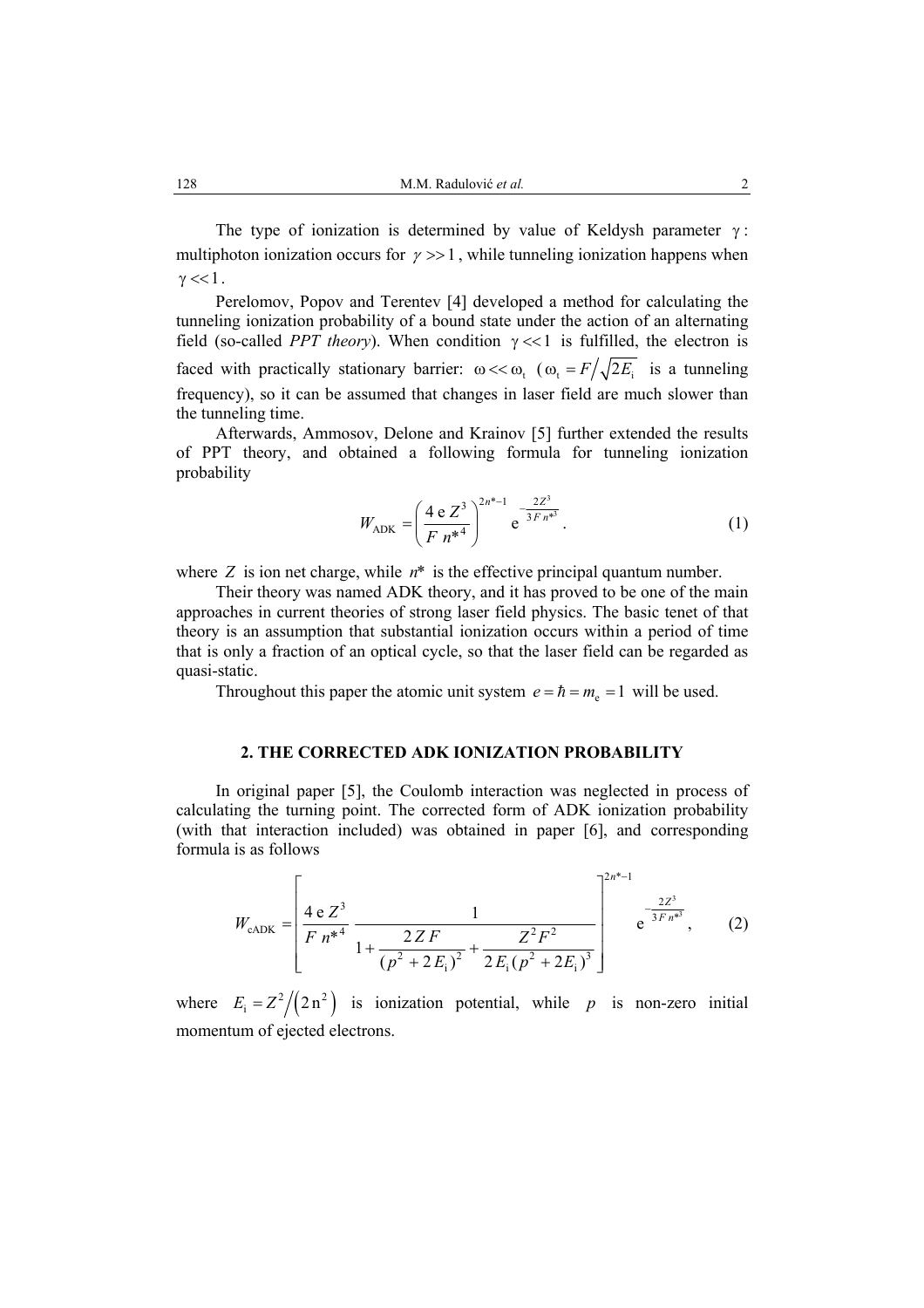The type of ionization is determined by value of Keldysh parameter $\gamma$: multiphoton ionization occurs for $\gamma >> 1$, while tunneling ionization happens when $\gamma << 1$.

Perelomov, Popov and Terentev [4] developed a method for calculating the tunneling ionization probability of a bound state under the action of an alternating field (so-called *PPT theory*). When condition $\gamma << 1$ is fulfilled, the electron is faced with practically stationary barrier: $\omega << \omega_t$ ($\omega_t = F/\sqrt{2E_i}$ is a tunneling frequency), so it can be assumed that changes in laser field are much slower than the tunneling time.

Afterwards, Ammosov, Delone and Krainov [5] further extended the results of PPT theory, and obtained a following formula for tunneling ionization probability

$$W_{\text{ADK}} = \left( \frac{4\,\mathrm{e}\,Z^3}{F\,n^{*4}} \right)^{2n^*-1} \mathrm{e}^{-\frac{2Z^3}{3F\,n^{*3}}}. \tag{1}$$

where $Z$ is ion net charge, while $n^*$ is the effective principal quantum number.

Their theory was named ADK theory, and it has proved to be one of the main approaches in current theories of strong laser field physics. The basic tenet of that theory is an assumption that substantial ionization occurs within a period of time that is only a fraction of an optical cycle, so that the laser field can be regarded as quasi-static.

Throughout this paper the atomic unit system $e = \hbar = m_e = 1$ will be used.

## 2. THE CORRECTED ADK IONIZATION PROBABILITY

In original paper [5], the Coulomb interaction was neglected in process of calculating the turning point. The corrected form of ADK ionization probability (with that interaction included) was obtained in paper [6], and corresponding formula is as follows

$$W_{\text{cADK}} = \left[ \frac{4\,\mathrm{e}\,Z^3}{F\,n^{*4}} \, \frac{1}{1 + \dfrac{2\,Z\,F}{(p^2 + 2E_i)^2} + \dfrac{Z^2 F^2}{2E_i(p^2 + 2E_i)^3}} \right]^{2n^*-1} \mathrm{e}^{-\frac{2Z^3}{3F\,n^{*3}}}, \tag{2}$$

where $E_i = Z^2/(2\mathrm{n}^2)$ is ionization potential, while $p$ is non-zero initial momentum of ejected electrons.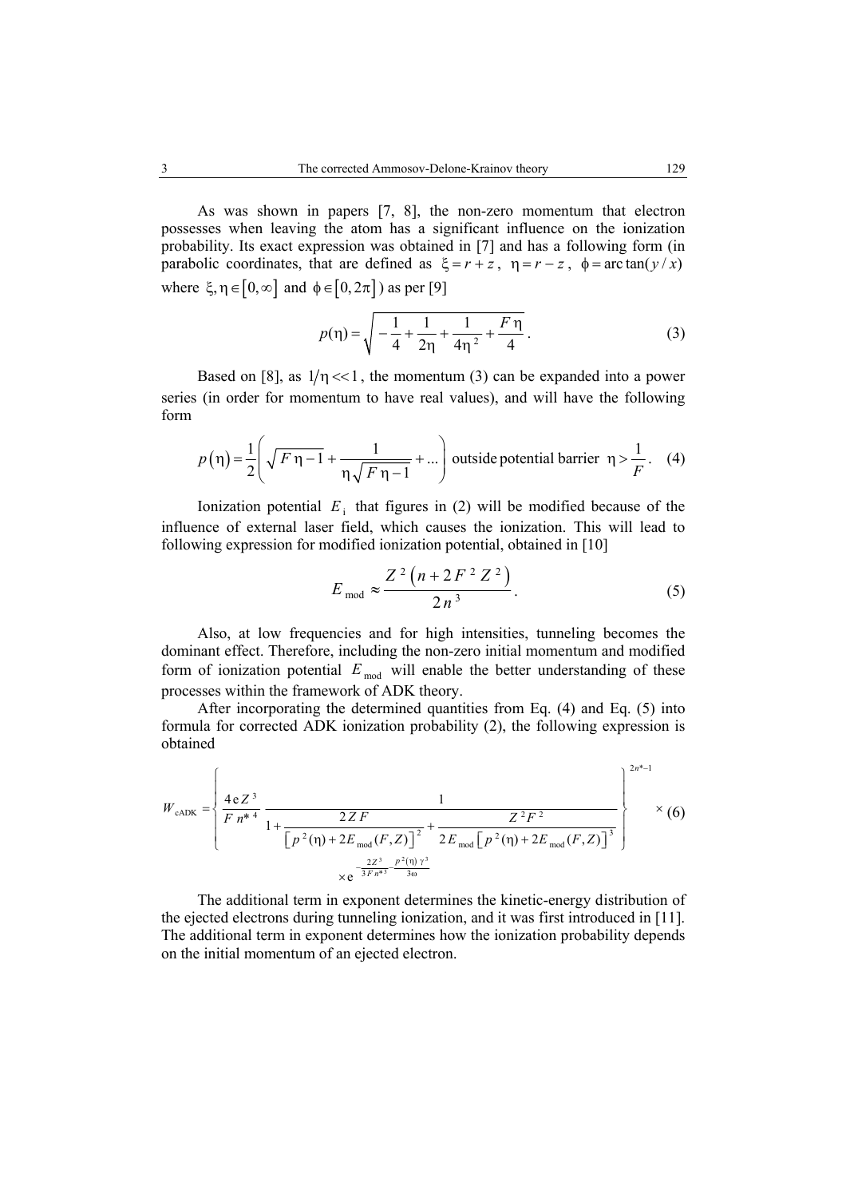As was shown in papers [7, 8], the non-zero momentum that electron possesses when leaving the atom has a significant influence on the ionization probability. Its exact expression was obtained in [7] and has a following form (in parabolic coordinates, that are defined as $\xi = r + z$, $\eta = r - z$, $\phi = \arctan(y/x)$ where $\xi, \eta \in [0, \infty]$ and $\phi \in [0, 2\pi]$) as per [9]

$$p(\eta) = \sqrt{-\frac{1}{4} + \frac{1}{2\eta} + \frac{1}{4\eta^2} + \frac{F\eta}{4}}. \tag{3}$$

Based on [8], as $1/\eta << 1$, the momentum (3) can be expanded into a power series (in order for momentum to have real values), and will have the following form

$$p(\eta) = \frac{1}{2}\left(\sqrt{F\eta - 1} + \frac{1}{\eta\sqrt{F\eta - 1}} + ...\right) \text{ outside potential barrier } \eta > \frac{1}{F}. \tag{4}$$

Ionization potential $E_i$ that figures in (2) will be modified because of the influence of external laser field, which causes the ionization. This will lead to following expression for modified ionization potential, obtained in [10]

$$E_{\text{mod}} \approx \frac{Z^2\left(n + 2F^2Z^2\right)}{2n^3}. \tag{5}$$

Also, at low frequencies and for high intensities, tunneling becomes the dominant effect. Therefore, including the non-zero initial momentum and modified form of ionization potential $E_{\text{mod}}$ will enable the better understanding of these processes within the framework of ADK theory.

After incorporating the determined quantities from Eq. (4) and Eq. (5) into formula for corrected ADK ionization probability (2), the following expression is obtained

$$W_{\text{cADK}} = \left\{ \frac{4\text{e}Z^3}{F\,n^{*4}} \frac{1}{1 + \dfrac{2ZF}{\left[p^2(\eta) + 2E_{\text{mod}}(F,Z)\right]^2} + \dfrac{Z^2F^2}{2E_{\text{mod}}\left[p^2(\eta) + 2E_{\text{mod}}(F,Z)\right]^3}} \right\}^{2n^*-1} \times \tag{6}$$
$$\times\, \text{e}^{-\frac{2Z^3}{3Fn^{*3}} - \frac{p^2(\eta)\,\gamma^3}{3\omega}}$$

The additional term in exponent determines the kinetic-energy distribution of the ejected electrons during tunneling ionization, and it was first introduced in [11]. The additional term in exponent determines how the ionization probability depends on the initial momentum of an ejected electron.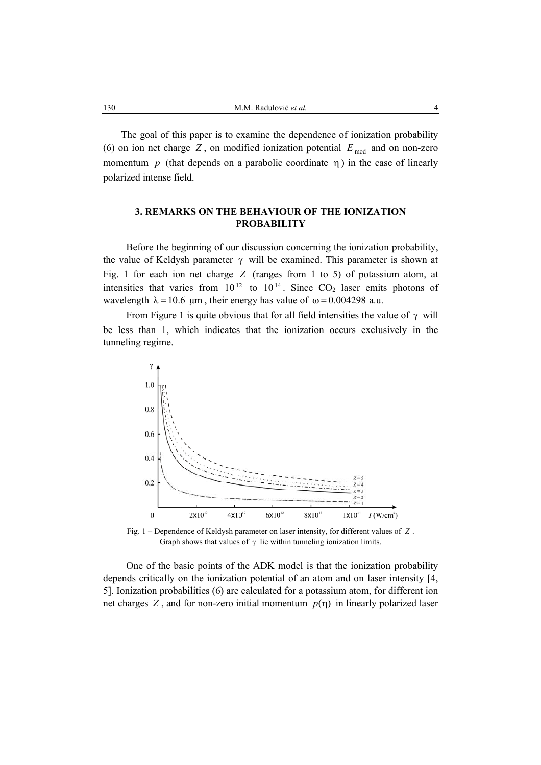The goal of this paper is to examine the dependence of ionization probability (6) on ion net charge $Z$, on modified ionization potential $E_{\text{mod}}$ and on non-zero momentum $p$ (that depends on a parabolic coordinate $\eta$) in the case of linearly polarized intense field.

## 3. REMARKS ON THE BEHAVIOUR OF THE IONIZATION PROBABILITY

Before the beginning of our discussion concerning the ionization probability, the value of Keldysh parameter $\gamma$ will be examined. This parameter is shown at Fig. 1 for each ion net charge $Z$ (ranges from 1 to 5) of potassium atom, at intensities that varies from $10^{12}$ to $10^{14}$. Since $CO_2$ laser emits photons of wavelength $\lambda = 10.6\ \mu\text{m}$, their energy has value of $\omega = 0.004298$ a.u.

From Figure 1 is quite obvious that for all field intensities the value of $\gamma$ will be less than 1, which indicates that the ionization occurs exclusively in the tunneling regime.

Fig. 1 – Dependence of Keldysh parameter on laser intensity, for different values of $Z$. Graph shows that values of $\gamma$ lie within tunneling ionization limits.

One of the basic points of the ADK model is that the ionization probability depends critically on the ionization potential of an atom and on laser intensity [4, 5]. Ionization probabilities (6) are calculated for a potassium atom, for different ion net charges $Z$, and for non-zero initial momentum $p(\eta)$ in linearly polarized laser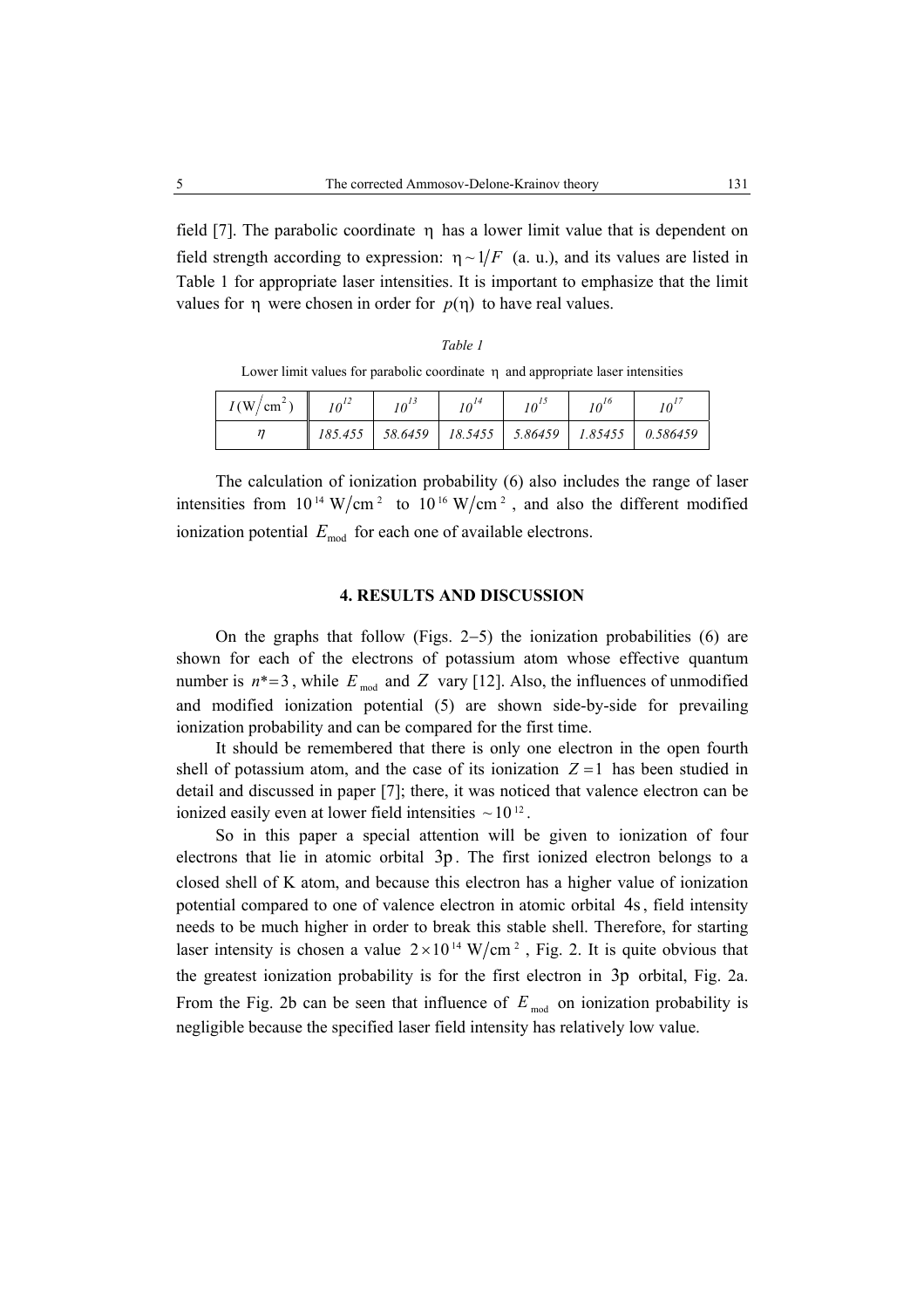field [7]. The parabolic coordinate $\eta$ has a lower limit value that is dependent on field strength according to expression: $\eta \sim 1/F$ (a. u.), and its values are listed in Table 1 for appropriate laser intensities. It is important to emphasize that the limit values for $\eta$ were chosen in order for $p(\eta)$ to have real values.

*Table 1*

Lower limit values for parabolic coordinate $\eta$ and appropriate laser intensities

| $I\,(\mathrm{W/cm^2})$ | $10^{12}$ | $10^{13}$ | $10^{14}$ | $10^{15}$ | $10^{16}$ | $10^{17}$ |
|---|---|---|---|---|---|---|
| $\eta$ | 185.455 | 58.6459 | 18.5455 | 5.86459 | 1.85455 | 0.586459 |

The calculation of ionization probability (6) also includes the range of laser intensities from $10^{14}\ \mathrm{W/cm^2}$ to $10^{16}\ \mathrm{W/cm^2}$, and also the different modified ionization potential $E_{\mathrm{mod}}$ for each one of available electrons.

## 4. RESULTS AND DISCUSSION

On the graphs that follow (Figs. 2–5) the ionization probabilities (6) are shown for each of the electrons of potassium atom whose effective quantum number is $n^*=3$, while $E_{\mathrm{mod}}$ and $Z$ vary [12]. Also, the influences of unmodified and modified ionization potential (5) are shown side-by-side for prevailing ionization probability and can be compared for the first time.

It should be remembered that there is only one electron in the open fourth shell of potassium atom, and the case of its ionization $Z=1$ has been studied in detail and discussed in paper [7]; there, it was noticed that valence electron can be ionized easily even at lower field intensities $\sim 10^{12}$.

So in this paper a special attention will be given to ionization of four electrons that lie in atomic orbital 3p. The first ionized electron belongs to a closed shell of K atom, and because this electron has a higher value of ionization potential compared to one of valence electron in atomic orbital 4s, field intensity needs to be much higher in order to break this stable shell. Therefore, for starting laser intensity is chosen a value $2\times 10^{14}\ \mathrm{W/cm^2}$, Fig. 2. It is quite obvious that the greatest ionization probability is for the first electron in 3p orbital, Fig. 2a. From the Fig. 2b can be seen that influence of $E_{\mathrm{mod}}$ on ionization probability is negligible because the specified laser field intensity has relatively low value.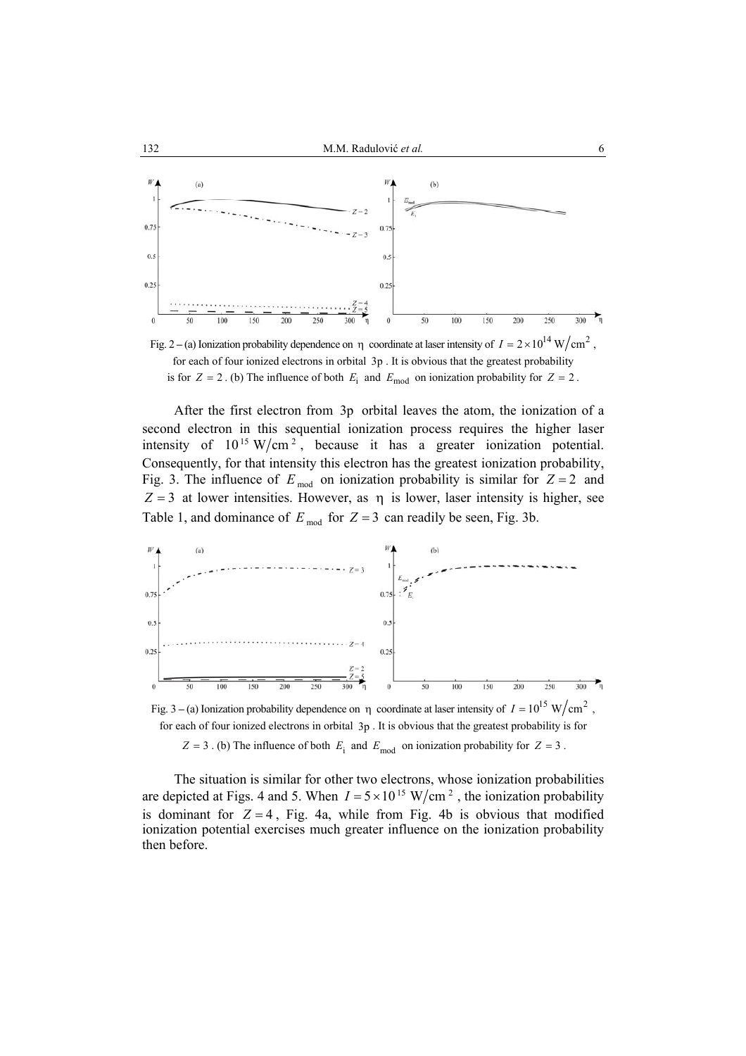Fig. 2 – (a) Ionization probability dependence on $\eta$ coordinate at laser intensity of $I = 2\times10^{14}$ W/cm$^2$, for each of four ionized electrons in orbital 3p. It is obvious that the greatest probability is for $Z = 2$. (b) The influence of both $E_\text{i}$ and $E_\text{mod}$ on ionization probability for $Z = 2$.

After the first electron from 3p orbital leaves the atom, the ionization of a second electron in this sequential ionization process requires the higher laser intensity of $10^{15}$ W/cm$^2$, because it has a greater ionization potential. Consequently, for that intensity this electron has the greatest ionization probability, Fig. 3. The influence of $E_\text{mod}$ on ionization probability is similar for $Z = 2$ and $Z = 3$ at lower intensities. However, as $\eta$ is lower, laser intensity is higher, see Table 1, and dominance of $E_\text{mod}$ for $Z = 3$ can readily be seen, Fig. 3b.

Fig. 3 – (a) Ionization probability dependence on $\eta$ coordinate at laser intensity of $I = 10^{15}$ W/cm$^2$, for each of four ionized electrons in orbital 3p. It is obvious that the greatest probability is for $Z = 3$. (b) The influence of both $E_\text{i}$ and $E_\text{mod}$ on ionization probability for $Z = 3$.

The situation is similar for other two electrons, whose ionization probabilities are depicted at Figs. 4 and 5. When $I = 5\times10^{15}$ W/cm$^2$, the ionization probability is dominant for $Z = 4$, Fig. 4a, while from Fig. 4b is obvious that modified ionization potential exercises much greater influence on the ionization probability then before.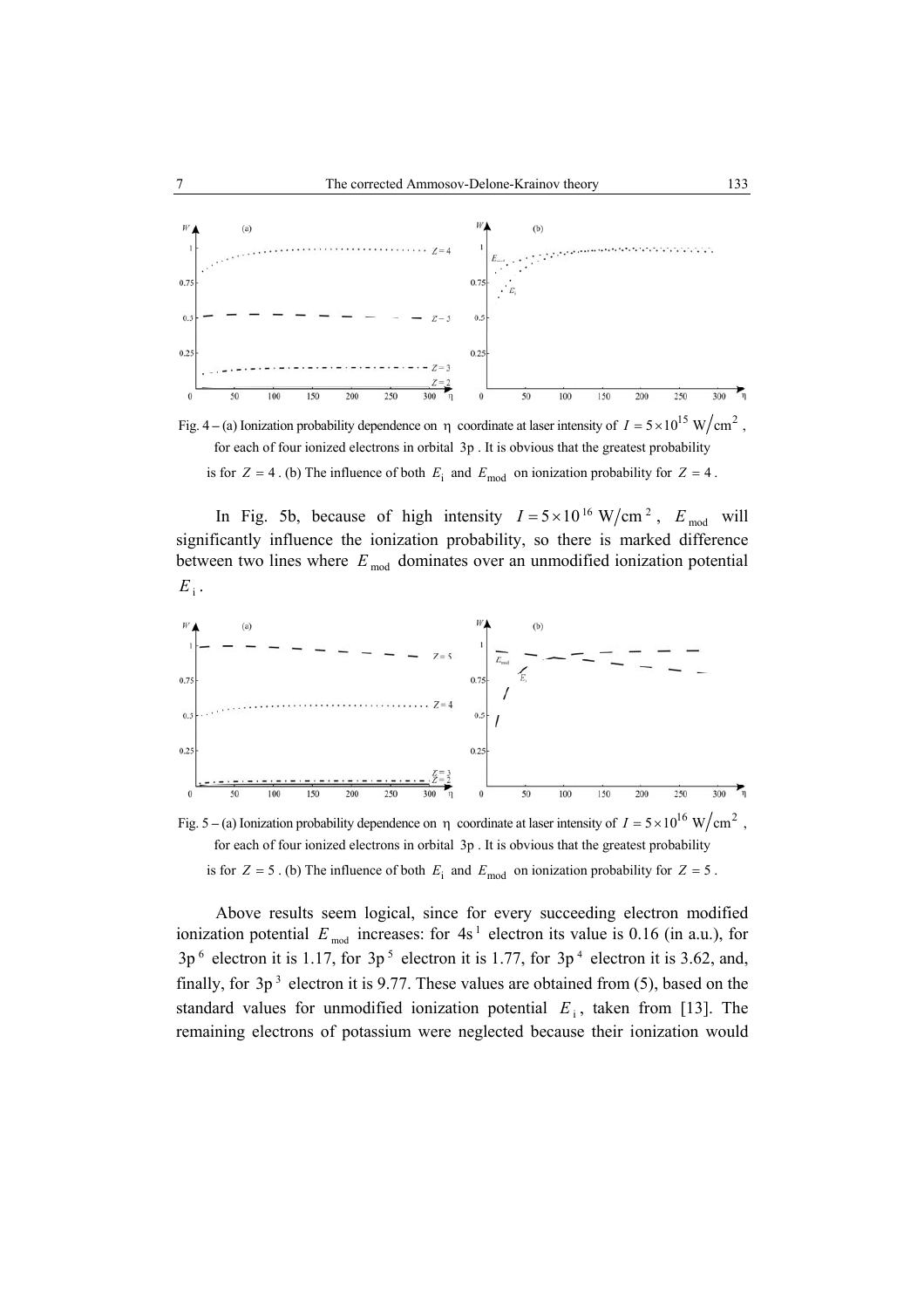Fig. 4 – (a) Ionization probability dependence on $\eta$ coordinate at laser intensity of $I = 5\times10^{15}$ W/cm$^2$, for each of four ionized electrons in orbital 3p. It is obvious that the greatest probability is for $Z = 4$. (b) The influence of both $E_\mathrm{i}$ and $E_\mathrm{mod}$ on ionization probability for $Z = 4$.

In Fig. 5b, because of high intensity $I = 5\times10^{16}$ W/cm$^2$, $E_\mathrm{mod}$ will significantly influence the ionization probability, so there is marked difference between two lines where $E_\mathrm{mod}$ dominates over an unmodified ionization potential $E_\mathrm{i}$.

Fig. 5 – (a) Ionization probability dependence on $\eta$ coordinate at laser intensity of $I = 5\times10^{16}$ W/cm$^2$, for each of four ionized electrons in orbital 3p. It is obvious that the greatest probability is for $Z = 5$. (b) The influence of both $E_\mathrm{i}$ and $E_\mathrm{mod}$ on ionization probability for $Z = 5$.

Above results seem logical, since for every succeeding electron modified ionization potential $E_\mathrm{mod}$ increases: for $4s^1$ electron its value is 0.16 (in a.u.), for $3p^6$ electron it is 1.17, for $3p^5$ electron it is 1.77, for $3p^4$ electron it is 3.62, and, finally, for $3p^3$ electron it is 9.77. These values are obtained from (5), based on the standard values for unmodified ionization potential $E_\mathrm{i}$, taken from [13]. The remaining electrons of potassium were neglected because their ionization would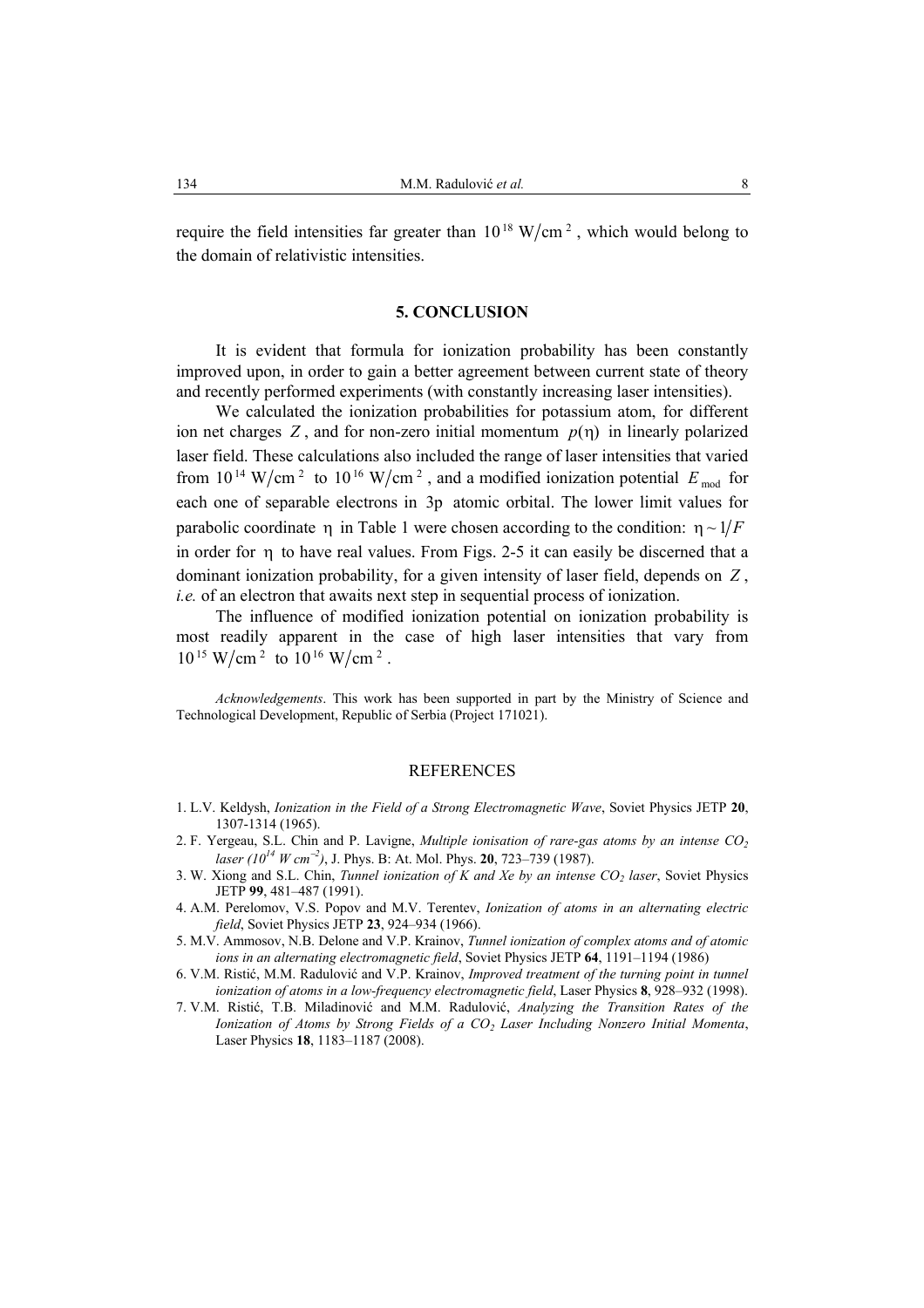require the field intensities far greater than $10^{18}$ W/cm$^2$, which would belong to the domain of relativistic intensities.

## 5. CONCLUSION

It is evident that formula for ionization probability has been constantly improved upon, in order to gain a better agreement between current state of theory and recently performed experiments (with constantly increasing laser intensities).

We calculated the ionization probabilities for potassium atom, for different ion net charges $Z$, and for non-zero initial momentum $p(\eta)$ in linearly polarized laser field. These calculations also included the range of laser intensities that varied from $10^{14}$ W/cm$^2$ to $10^{16}$ W/cm$^2$, and a modified ionization potential $E_{\text{mod}}$ for each one of separable electrons in 3p atomic orbital. The lower limit values for parabolic coordinate $\eta$ in Table 1 were chosen according to the condition: $\eta \sim 1/F$ in order for $\eta$ to have real values. From Figs. 2-5 it can easily be discerned that a dominant ionization probability, for a given intensity of laser field, depends on $Z$, *i.e.* of an electron that awaits next step in sequential process of ionization.

The influence of modified ionization potential on ionization probability is most readily apparent in the case of high laser intensities that vary from $10^{15}$ W/cm$^2$ to $10^{16}$ W/cm$^2$.

*Acknowledgements*. This work has been supported in part by the Ministry of Science and Technological Development, Republic of Serbia (Project 171021).

## REFERENCES

1. L.V. Keldysh, *Ionization in the Field of a Strong Electromagnetic Wave*, Soviet Physics JETP **20**, 1307-1314 (1965).
2. F. Yergeau, S.L. Chin and P. Lavigne, *Multiple ionisation of rare-gas atoms by an intense $CO_2$ laser ($10^{14}$ W cm$^{-2}$)*, J. Phys. B: At. Mol. Phys. **20**, 723–739 (1987).
3. W. Xiong and S.L. Chin, *Tunnel ionization of K and Xe by an intense $CO_2$ laser*, Soviet Physics JETP **99**, 481–487 (1991).
4. A.M. Perelomov, V.S. Popov and M.V. Terentev, *Ionization of atoms in an alternating electric field*, Soviet Physics JETP **23**, 924–934 (1966).
5. M.V. Ammosov, N.B. Delone and V.P. Krainov, *Tunnel ionization of complex atoms and of atomic ions in an alternating electromagnetic field*, Soviet Physics JETP **64**, 1191–1194 (1986)
6. V.M. Ristić, M.M. Radulović and V.P. Krainov, *Improved treatment of the turning point in tunnel ionization of atoms in a low-frequency electromagnetic field*, Laser Physics **8**, 928–932 (1998).
7. V.M. Ristić, T.B. Miladinović and M.M. Radulović, *Analyzing the Transition Rates of the Ionization of Atoms by Strong Fields of a $CO_2$ Laser Including Nonzero Initial Momenta*, Laser Physics **18**, 1183–1187 (2008).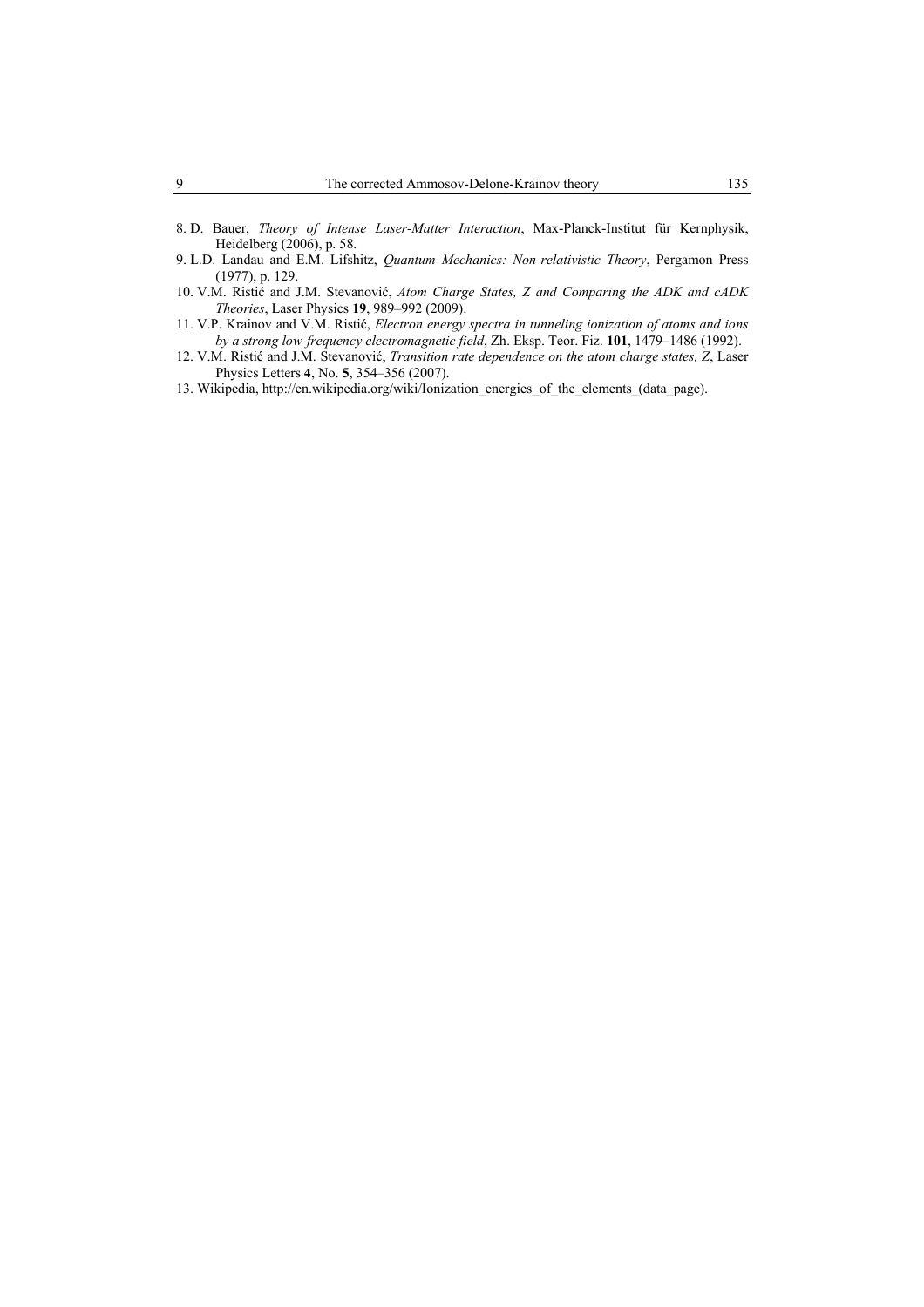8. D. Bauer, *Theory of Intense Laser-Matter Interaction*, Max-Planck-Institut für Kernphysik, Heidelberg (2006), p. 58.
9. L.D. Landau and E.M. Lifshitz, *Quantum Mechanics: Non-relativistic Theory*, Pergamon Press (1977), p. 129.
10. V.M. Ristić and J.M. Stevanović, *Atom Charge States, Z and Comparing the ADK and cADK Theories*, Laser Physics **19**, 989–992 (2009).
11. V.P. Krainov and V.M. Ristić, *Electron energy spectra in tunneling ionization of atoms and ions by a strong low-frequency electromagnetic field*, Zh. Eksp. Teor. Fiz. **101**, 1479–1486 (1992).
12. V.M. Ristić and J.M. Stevanović, *Transition rate dependence on the atom charge states, Z*, Laser Physics Letters **4**, No. **5**, 354–356 (2007).
13. Wikipedia, http://en.wikipedia.org/wiki/Ionization_energies_of_the_elements_(data_page).